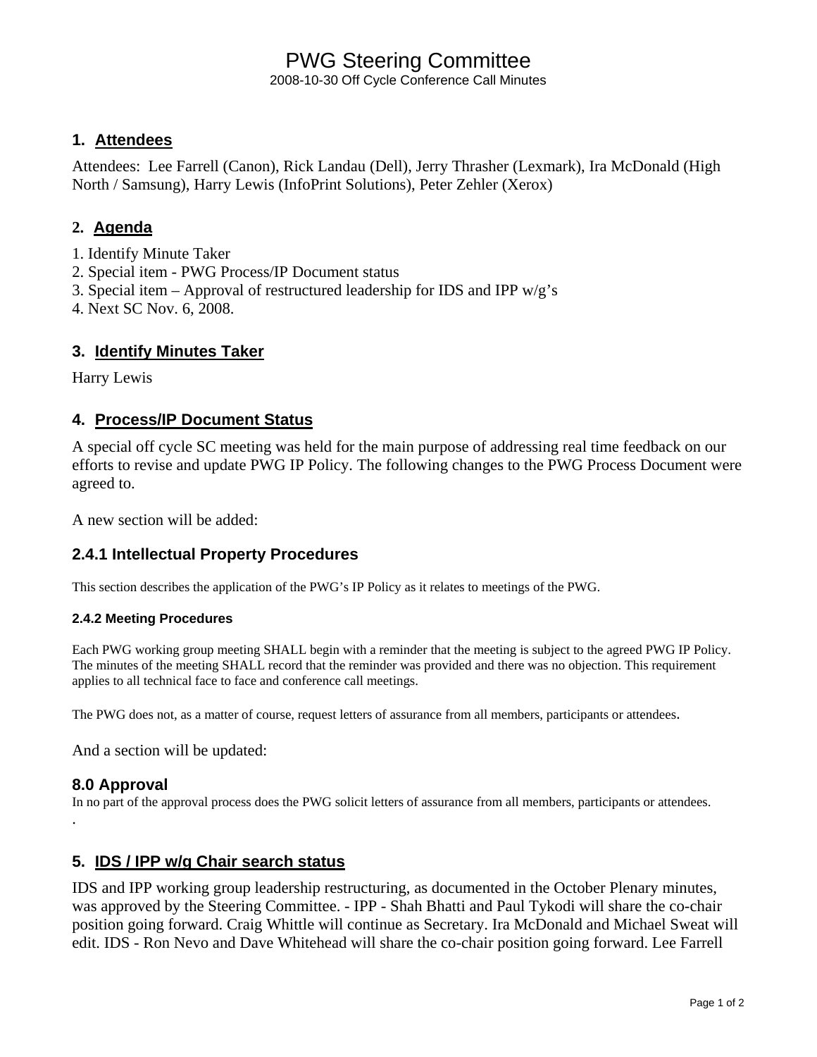# PWG Steering Committee

2008-10-30 Off Cycle Conference Call Minutes

## 1. Attendees

Attendees: Lee Farrell (Canon), Rick Landau (Dell), Jerry Thrasher (Lexmark), Ira McDonald (High North / Samsung), Harry Lewis (InfoPrint Solutions), Peter Zehler (Xerox)

## 2. Agenda

1. Identify Minute Taker
2. Special item - PWG Process/IP Document status
3. Special item – Approval of restructured leadership for IDS and IPP w/g's
4. Next SC Nov. 6, 2008.

## 3. Identify Minutes Taker

Harry Lewis

## 4. Process/IP Document Status

A special off cycle SC meeting was held for the main purpose of addressing real time feedback on our efforts to revise and update PWG IP Policy. The following changes to the PWG Process Document were agreed to.

A new section will be added:

### 2.4.1 Intellectual Property Procedures

This section describes the application of the PWG's IP Policy as it relates to meetings of the PWG.

#### 2.4.2 Meeting Procedures

Each PWG working group meeting SHALL begin with a reminder that the meeting is subject to the agreed PWG IP Policy. The minutes of the meeting SHALL record that the reminder was provided and there was no objection. This requirement applies to all technical face to face and conference call meetings.

The PWG does not, as a matter of course, request letters of assurance from all members, participants or attendees.

And a section will be updated:

### 8.0 Approval

In no part of the approval process does the PWG solicit letters of assurance from all members, participants or attendees.

.

## 5. IDS / IPP w/g Chair search status

IDS and IPP working group leadership restructuring, as documented in the October Plenary minutes, was approved by the Steering Committee. - IPP - Shah Bhatti and Paul Tykodi will share the co-chair position going forward. Craig Whittle will continue as Secretary. Ira McDonald and Michael Sweat will edit. IDS - Ron Nevo and Dave Whitehead will share the co-chair position going forward. Lee Farrell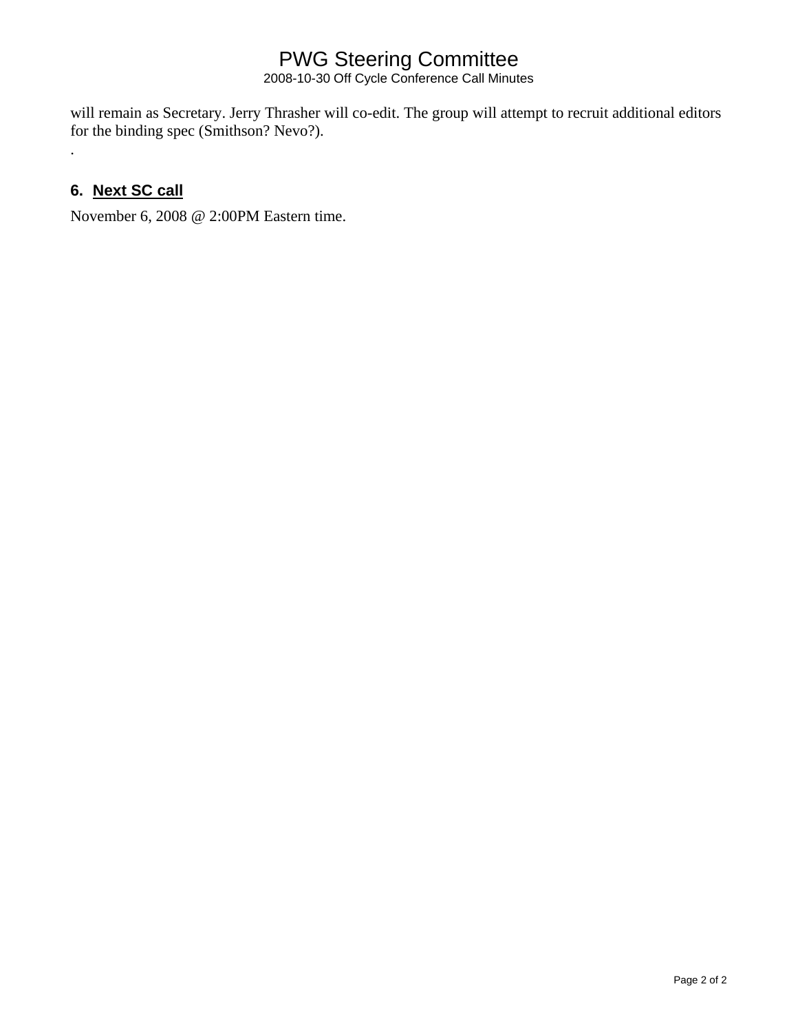will remain as Secretary. Jerry Thrasher will co-edit. The group will attempt to recruit additional editors for the binding spec (Smithson? Nevo?).

.

## 6. Next SC call

November 6, 2008 @ 2:00PM Eastern time.